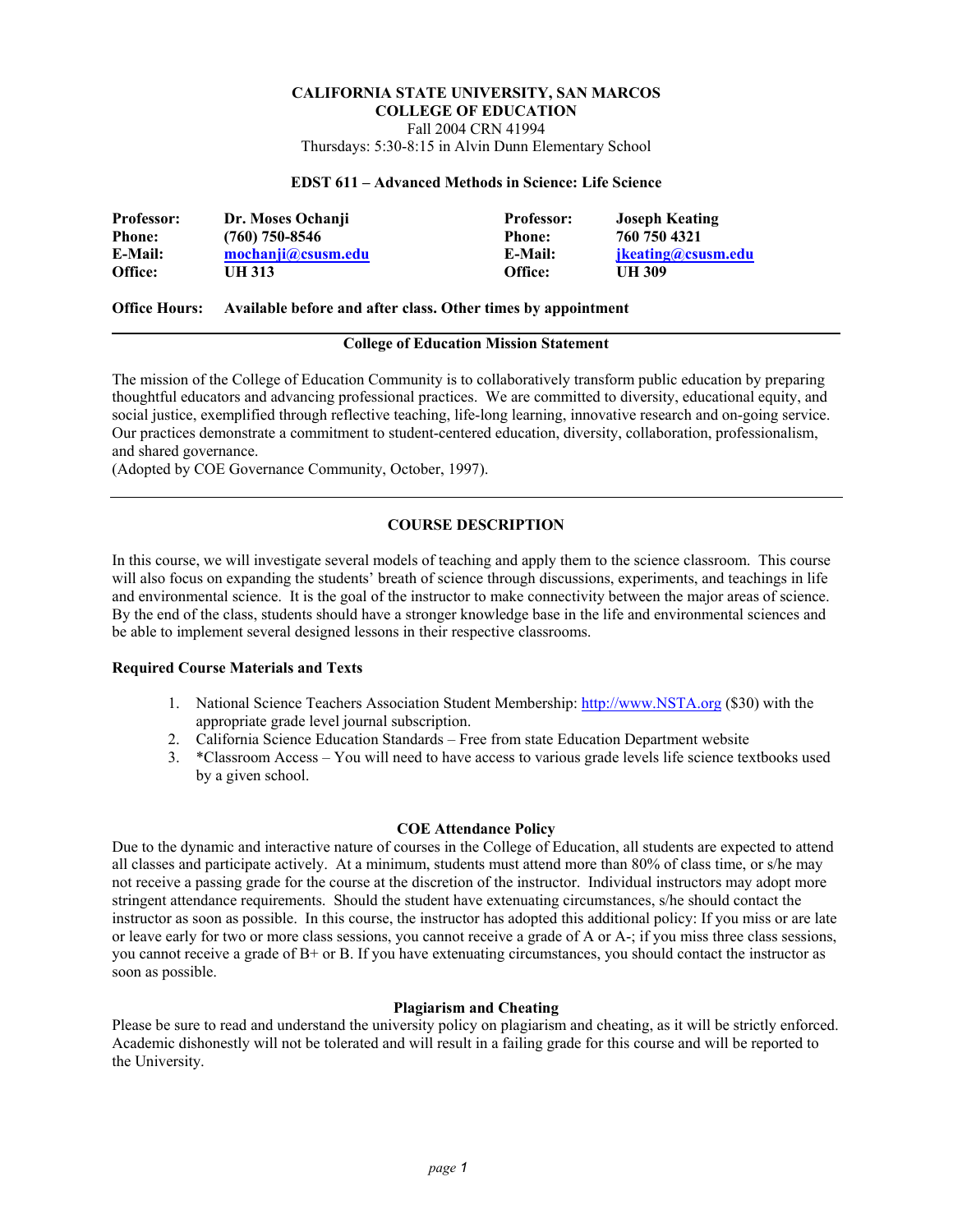**CALIFORNIA STATE UNIVERSITY, SAN MARCOS**
**COLLEGE OF EDUCATION**
Fall 2004 CRN 41994
Thursdays: 5:30-8:15 in Alvin Dunn Elementary School

**EDST 611 – Advanced Methods in Science: Life Science**

| **Professor:** | **Dr. Moses Ochanji** | **Professor:** | **Joseph Keating** |
|---|---|---|---|
| **Phone:** | **(760) 750-8546** | **Phone:** | **760 750 4321** |
| **E-Mail:** | **mochanji@csusm.edu** | **E-Mail:** | **jkeating@csusm.edu** |
| **Office:** | **UH 313** | **Office:** | **UH 309** |

**Office Hours:** **Available before and after class. Other times by appointment**

---

**College of Education Mission Statement**

The mission of the College of Education Community is to collaboratively transform public education by preparing thoughtful educators and advancing professional practices. We are committed to diversity, educational equity, and social justice, exemplified through reflective teaching, life-long learning, innovative research and on-going service. Our practices demonstrate a commitment to student-centered education, diversity, collaboration, professionalism, and shared governance.
(Adopted by COE Governance Community, October, 1997).

---

## COURSE DESCRIPTION

In this course, we will investigate several models of teaching and apply them to the science classroom. This course will also focus on expanding the students' breath of science through discussions, experiments, and teachings in life and environmental science. It is the goal of the instructor to make connectivity between the major areas of science. By the end of the class, students should have a stronger knowledge base in the life and environmental sciences and be able to implement several designed lessons in their respective classrooms.

### Required Course Materials and Texts

1. National Science Teachers Association Student Membership: http://www.NSTA.org ($30) with the appropriate grade level journal subscription.
2. California Science Education Standards – Free from state Education Department website
3. *Classroom Access – You will need to have access to various grade levels life science textbooks used by a given school.

### COE Attendance Policy

Due to the dynamic and interactive nature of courses in the College of Education, all students are expected to attend all classes and participate actively. At a minimum, students must attend more than 80% of class time, or s/he may not receive a passing grade for the course at the discretion of the instructor. Individual instructors may adopt more stringent attendance requirements. Should the student have extenuating circumstances, s/he should contact the instructor as soon as possible. In this course, the instructor has adopted this additional policy: If you miss or are late or leave early for two or more class sessions, you cannot receive a grade of A or A-; if you miss three class sessions, you cannot receive a grade of B+ or B. If you have extenuating circumstances, you should contact the instructor as soon as possible.

### Plagiarism and Cheating

Please be sure to read and understand the university policy on plagiarism and cheating, as it will be strictly enforced. Academic dishonestly will not be tolerated and will result in a failing grade for this course and will be reported to the University.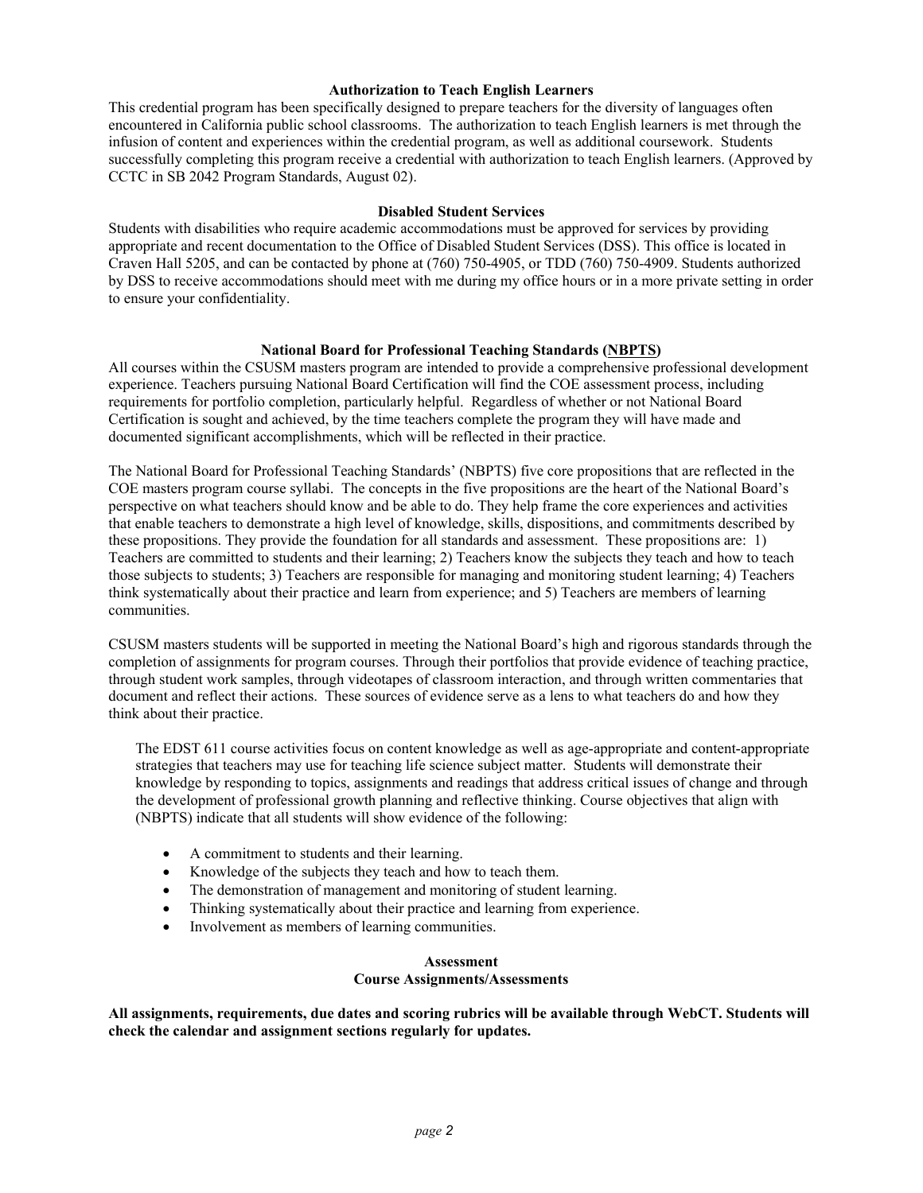### Authorization to Teach English Learners

This credential program has been specifically designed to prepare teachers for the diversity of languages often encountered in California public school classrooms. The authorization to teach English learners is met through the infusion of content and experiences within the credential program, as well as additional coursework. Students successfully completing this program receive a credential with authorization to teach English learners. (Approved by CCTC in SB 2042 Program Standards, August 02).

### Disabled Student Services

Students with disabilities who require academic accommodations must be approved for services by providing appropriate and recent documentation to the Office of Disabled Student Services (DSS). This office is located in Craven Hall 5205, and can be contacted by phone at (760) 750-4905, or TDD (760) 750-4909. Students authorized by DSS to receive accommodations should meet with me during my office hours or in a more private setting in order to ensure your confidentiality.

### National Board for Professional Teaching Standards (NBPTS)

All courses within the CSUSM masters program are intended to provide a comprehensive professional development experience. Teachers pursuing National Board Certification will find the COE assessment process, including requirements for portfolio completion, particularly helpful. Regardless of whether or not National Board Certification is sought and achieved, by the time teachers complete the program they will have made and documented significant accomplishments, which will be reflected in their practice.

The National Board for Professional Teaching Standards' (NBPTS) five core propositions that are reflected in the COE masters program course syllabi. The concepts in the five propositions are the heart of the National Board's perspective on what teachers should know and be able to do. They help frame the core experiences and activities that enable teachers to demonstrate a high level of knowledge, skills, dispositions, and commitments described by these propositions. They provide the foundation for all standards and assessment. These propositions are: 1) Teachers are committed to students and their learning; 2) Teachers know the subjects they teach and how to teach those subjects to students; 3) Teachers are responsible for managing and monitoring student learning; 4) Teachers think systematically about their practice and learn from experience; and 5) Teachers are members of learning communities.

CSUSM masters students will be supported in meeting the National Board's high and rigorous standards through the completion of assignments for program courses. Through their portfolios that provide evidence of teaching practice, through student work samples, through videotapes of classroom interaction, and through written commentaries that document and reflect their actions. These sources of evidence serve as a lens to what teachers do and how they think about their practice.

The EDST 611 course activities focus on content knowledge as well as age-appropriate and content-appropriate strategies that teachers may use for teaching life science subject matter. Students will demonstrate their knowledge by responding to topics, assignments and readings that address critical issues of change and through the development of professional growth planning and reflective thinking. Course objectives that align with (NBPTS) indicate that all students will show evidence of the following:

- A commitment to students and their learning.
- Knowledge of the subjects they teach and how to teach them.
- The demonstration of management and monitoring of student learning.
- Thinking systematically about their practice and learning from experience.
- Involvement as members of learning communities.

### Assessment

#### Course Assignments/Assessments

**All assignments, requirements, due dates and scoring rubrics will be available through WebCT. Students will check the calendar and assignment sections regularly for updates.**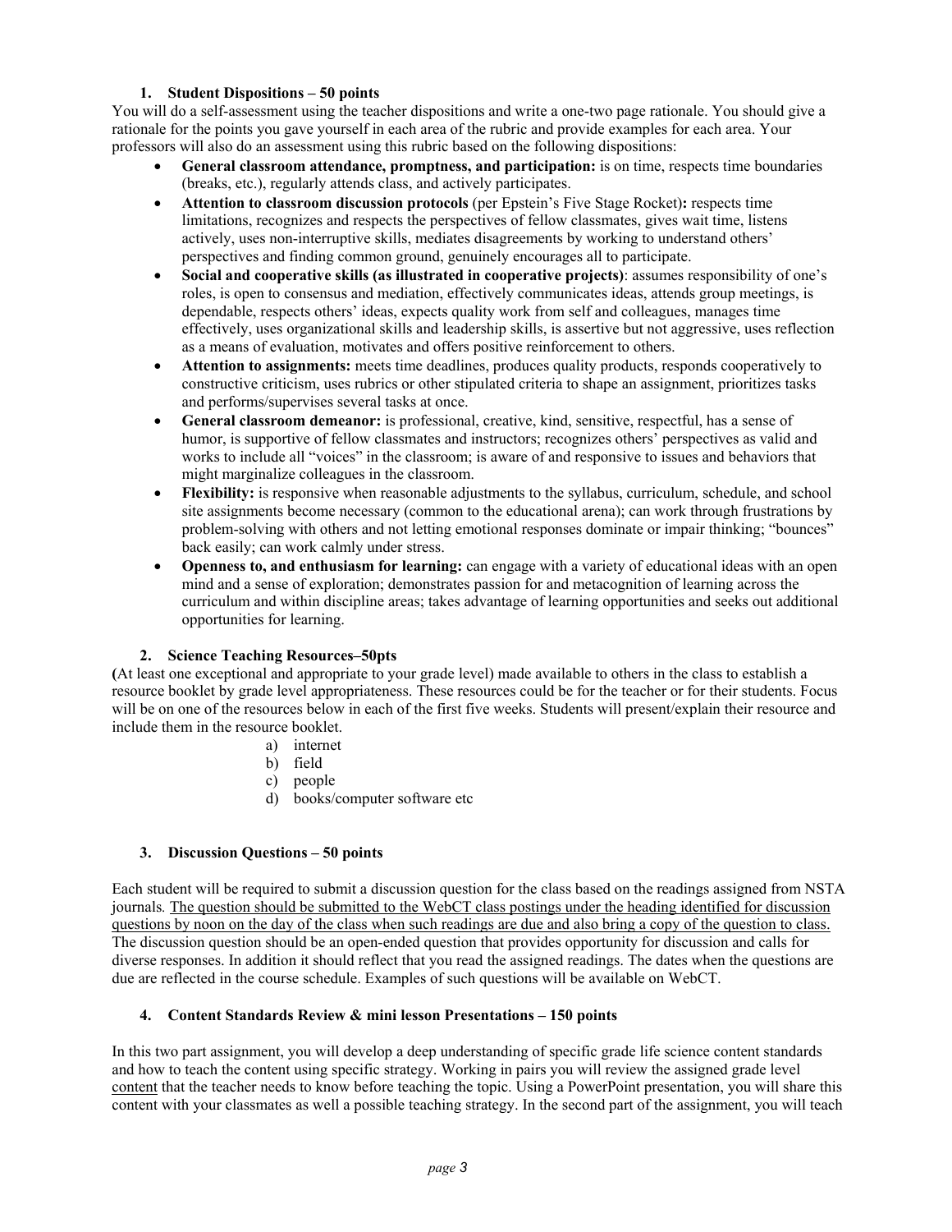### 1. Student Dispositions – 50 points

You will do a self-assessment using the teacher dispositions and write a one-two page rationale. You should give a rationale for the points you gave yourself in each area of the rubric and provide examples for each area. Your professors will also do an assessment using this rubric based on the following dispositions:

- **General classroom attendance, promptness, and participation:** is on time, respects time boundaries (breaks, etc.), regularly attends class, and actively participates.
- **Attention to classroom discussion protocols** (per Epstein's Five Stage Rocket)**:** respects time limitations, recognizes and respects the perspectives of fellow classmates, gives wait time, listens actively, uses non-interruptive skills, mediates disagreements by working to understand others' perspectives and finding common ground, genuinely encourages all to participate.
- **Social and cooperative skills (as illustrated in cooperative projects)**: assumes responsibility of one's roles, is open to consensus and mediation, effectively communicates ideas, attends group meetings, is dependable, respects others' ideas, expects quality work from self and colleagues, manages time effectively, uses organizational skills and leadership skills, is assertive but not aggressive, uses reflection as a means of evaluation, motivates and offers positive reinforcement to others.
- **Attention to assignments:** meets time deadlines, produces quality products, responds cooperatively to constructive criticism, uses rubrics or other stipulated criteria to shape an assignment, prioritizes tasks and performs/supervises several tasks at once.
- **General classroom demeanor:** is professional, creative, kind, sensitive, respectful, has a sense of humor, is supportive of fellow classmates and instructors; recognizes others' perspectives as valid and works to include all "voices" in the classroom; is aware of and responsive to issues and behaviors that might marginalize colleagues in the classroom.
- **Flexibility:** is responsive when reasonable adjustments to the syllabus, curriculum, schedule, and school site assignments become necessary (common to the educational arena); can work through frustrations by problem-solving with others and not letting emotional responses dominate or impair thinking; "bounces" back easily; can work calmly under stress.
- **Openness to, and enthusiasm for learning:** can engage with a variety of educational ideas with an open mind and a sense of exploration; demonstrates passion for and metacognition of learning across the curriculum and within discipline areas; takes advantage of learning opportunities and seeks out additional opportunities for learning.

### 2. Science Teaching Resources–50pts

**(**At least one exceptional and appropriate to your grade level) made available to others in the class to establish a resource booklet by grade level appropriateness. These resources could be for the teacher or for their students. Focus will be on one of the resources below in each of the first five weeks. Students will present/explain their resource and include them in the resource booklet.

a) internet
b) field
c) people
d) books/computer software etc

### 3. Discussion Questions – 50 points

Each student will be required to submit a discussion question for the class based on the readings assigned from NSTA journals. <u>The question should be submitted to the WebCT class postings under the heading identified for discussion questions by noon on the day of the class when such readings are due and also bring a copy of the question to class.</u> The discussion question should be an open-ended question that provides opportunity for discussion and calls for diverse responses. In addition it should reflect that you read the assigned readings. The dates when the questions are due are reflected in the course schedule. Examples of such questions will be available on WebCT.

### 4. Content Standards Review & mini lesson Presentations – 150 points

In this two part assignment, you will develop a deep understanding of specific grade life science content standards and how to teach the content using specific strategy. Working in pairs you will review the assigned grade level <u>content</u> that the teacher needs to know before teaching the topic. Using a PowerPoint presentation, you will share this content with your classmates as well a possible teaching strategy. In the second part of the assignment, you will teach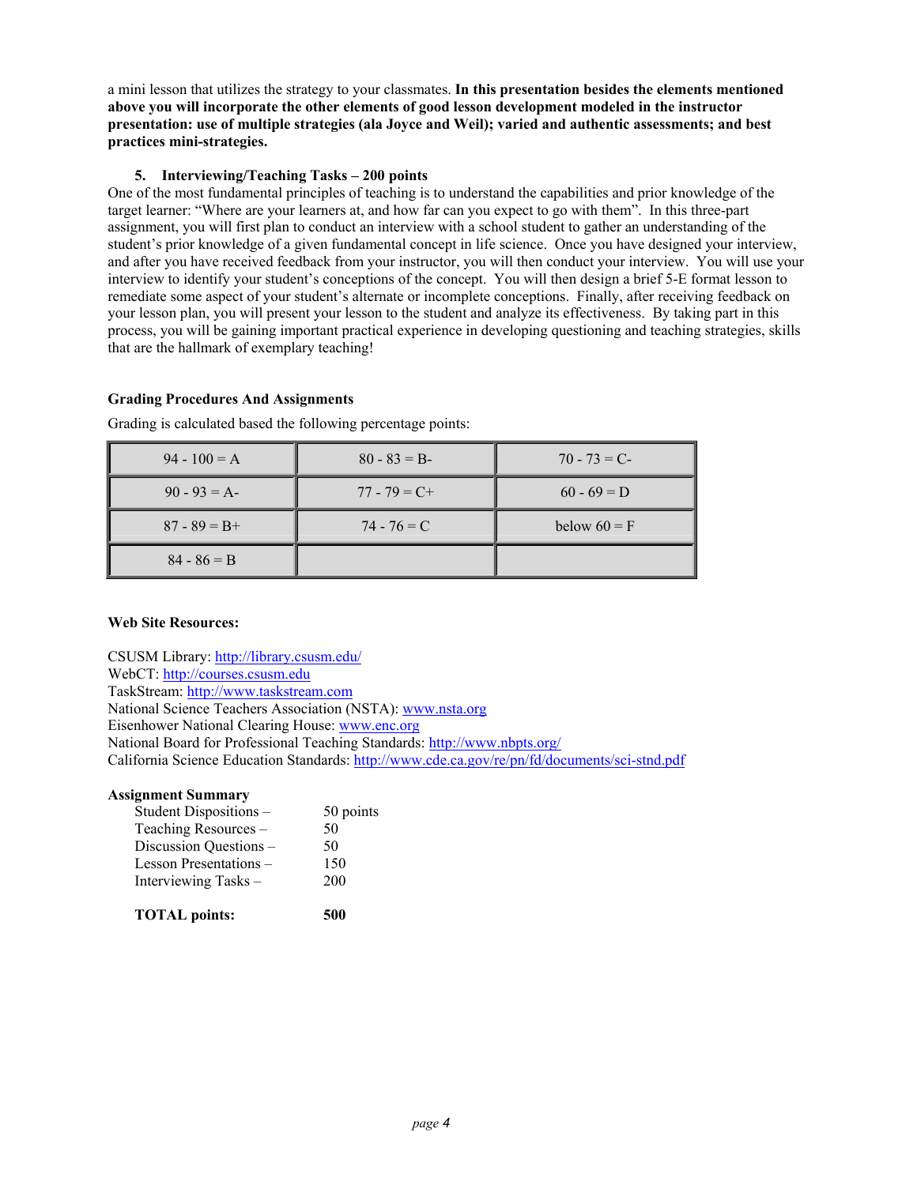a mini lesson that utilizes the strategy to your classmates. **In this presentation besides the elements mentioned above you will incorporate the other elements of good lesson development modeled in the instructor presentation: use of multiple strategies (ala Joyce and Weil); varied and authentic assessments; and best practices mini-strategies.**

5. **Interviewing/Teaching Tasks – 200 points**

One of the most fundamental principles of teaching is to understand the capabilities and prior knowledge of the target learner: "Where are your learners at, and how far can you expect to go with them". In this three-part assignment, you will first plan to conduct an interview with a school student to gather an understanding of the student's prior knowledge of a given fundamental concept in life science. Once you have designed your interview, and after you have received feedback from your instructor, you will then conduct your interview. You will use your interview to identify your student's conceptions of the concept. You will then design a brief 5-E format lesson to remediate some aspect of your student's alternate or incomplete conceptions. Finally, after receiving feedback on your lesson plan, you will present your lesson to the student and analyze its effectiveness. By taking part in this process, you will be gaining important practical experience in developing questioning and teaching strategies, skills that are the hallmark of exemplary teaching!

### Grading Procedures And Assignments

Grading is calculated based the following percentage points:

| | | |
|---|---|---|
| 94 - 100 = A | 80 - 83 = B- | 70 - 73 = C- |
| 90 - 93 = A- | 77 - 79 = C+ | 60 - 69 = D |
| 87 - 89 = B+ | 74 - 76 = C | below 60 = F |
| 84 - 86 = B | | |

### Web Site Resources:

CSUSM Library: http://library.csusm.edu/
WebCT: http://courses.csusm.edu
TaskStream: http://www.taskstream.com
National Science Teachers Association (NSTA): www.nsta.org
Eisenhower National Clearing House: www.enc.org
National Board for Professional Teaching Standards: http://www.nbpts.org/
California Science Education Standards: http://www.cde.ca.gov/re/pn/fd/documents/sci-stnd.pdf

### Assignment Summary

| | |
|---|---|
| Student Dispositions – | 50 points |
| Teaching Resources – | 50 |
| Discussion Questions – | 50 |
| Lesson Presentations – | 150 |
| Interviewing Tasks – | 200 |
| **TOTAL points:** | **500** |